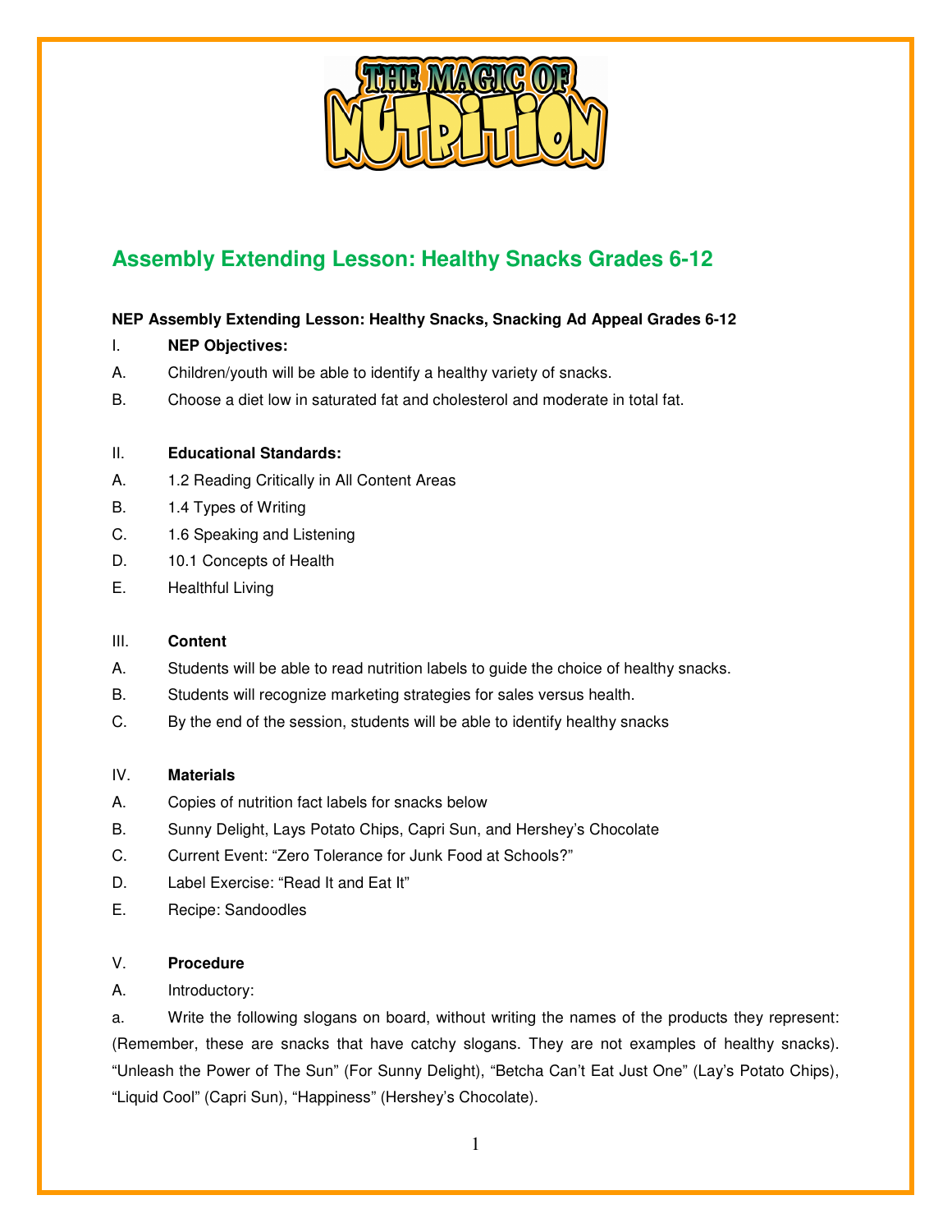# Assembly Extending Lesson: Healthy Snacks Grades 6-12

**NEP Assembly Extending Lesson: Healthy Snacks, Snacking Ad Appeal Grades 6-12**

I. **NEP Objectives:**

A. Children/youth will be able to identify a healthy variety of snacks.

B. Choose a diet low in saturated fat and cholesterol and moderate in total fat.

II. **Educational Standards:**

A. 1.2 Reading Critically in All Content Areas

B. 1.4 Types of Writing

C. 1.6 Speaking and Listening

D. 10.1 Concepts of Health

E. Healthful Living

III. **Content**

A. Students will be able to read nutrition labels to guide the choice of healthy snacks.

B. Students will recognize marketing strategies for sales versus health.

C. By the end of the session, students will be able to identify healthy snacks

IV. **Materials**

A. Copies of nutrition fact labels for snacks below

B. Sunny Delight, Lays Potato Chips, Capri Sun, and Hershey's Chocolate

C. Current Event: "Zero Tolerance for Junk Food at Schools?"

D. Label Exercise: "Read It and Eat It"

E. Recipe: Sandoodles

V. **Procedure**

A. Introductory:

a. Write the following slogans on board, without writing the names of the products they represent: (Remember, these are snacks that have catchy slogans. They are not examples of healthy snacks). "Unleash the Power of The Sun" (For Sunny Delight), "Betcha Can't Eat Just One" (Lay's Potato Chips), "Liquid Cool" (Capri Sun), "Happiness" (Hershey's Chocolate).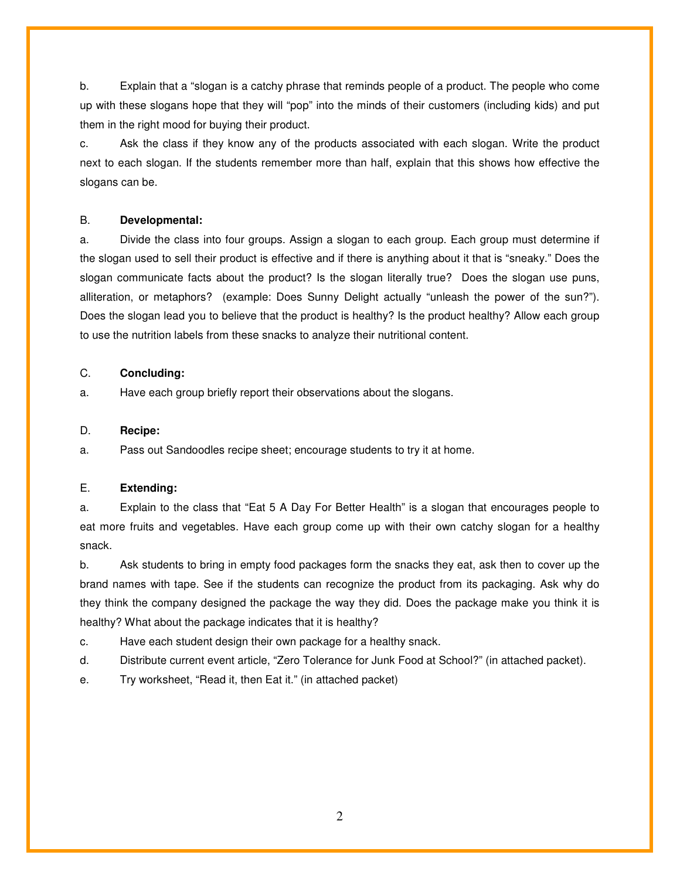b. Explain that a "slogan is a catchy phrase that reminds people of a product. The people who come up with these slogans hope that they will "pop" into the minds of their customers (including kids) and put them in the right mood for buying their product.

c. Ask the class if they know any of the products associated with each slogan. Write the product next to each slogan. If the students remember more than half, explain that this shows how effective the slogans can be.

B. **Developmental:**

a. Divide the class into four groups. Assign a slogan to each group. Each group must determine if the slogan used to sell their product is effective and if there is anything about it that is "sneaky." Does the slogan communicate facts about the product? Is the slogan literally true? Does the slogan use puns, alliteration, or metaphors? (example: Does Sunny Delight actually "unleash the power of the sun?"). Does the slogan lead you to believe that the product is healthy? Is the product healthy? Allow each group to use the nutrition labels from these snacks to analyze their nutritional content.

C. **Concluding:**

a. Have each group briefly report their observations about the slogans.

D. **Recipe:**

a. Pass out Sandoodles recipe sheet; encourage students to try it at home.

E. **Extending:**

a. Explain to the class that "Eat 5 A Day For Better Health" is a slogan that encourages people to eat more fruits and vegetables. Have each group come up with their own catchy slogan for a healthy snack.

b. Ask students to bring in empty food packages form the snacks they eat, ask then to cover up the brand names with tape. See if the students can recognize the product from its packaging. Ask why do they think the company designed the package the way they did. Does the package make you think it is healthy? What about the package indicates that it is healthy?

c. Have each student design their own package for a healthy snack.

d. Distribute current event article, "Zero Tolerance for Junk Food at School?" (in attached packet).

e. Try worksheet, "Read it, then Eat it." (in attached packet)